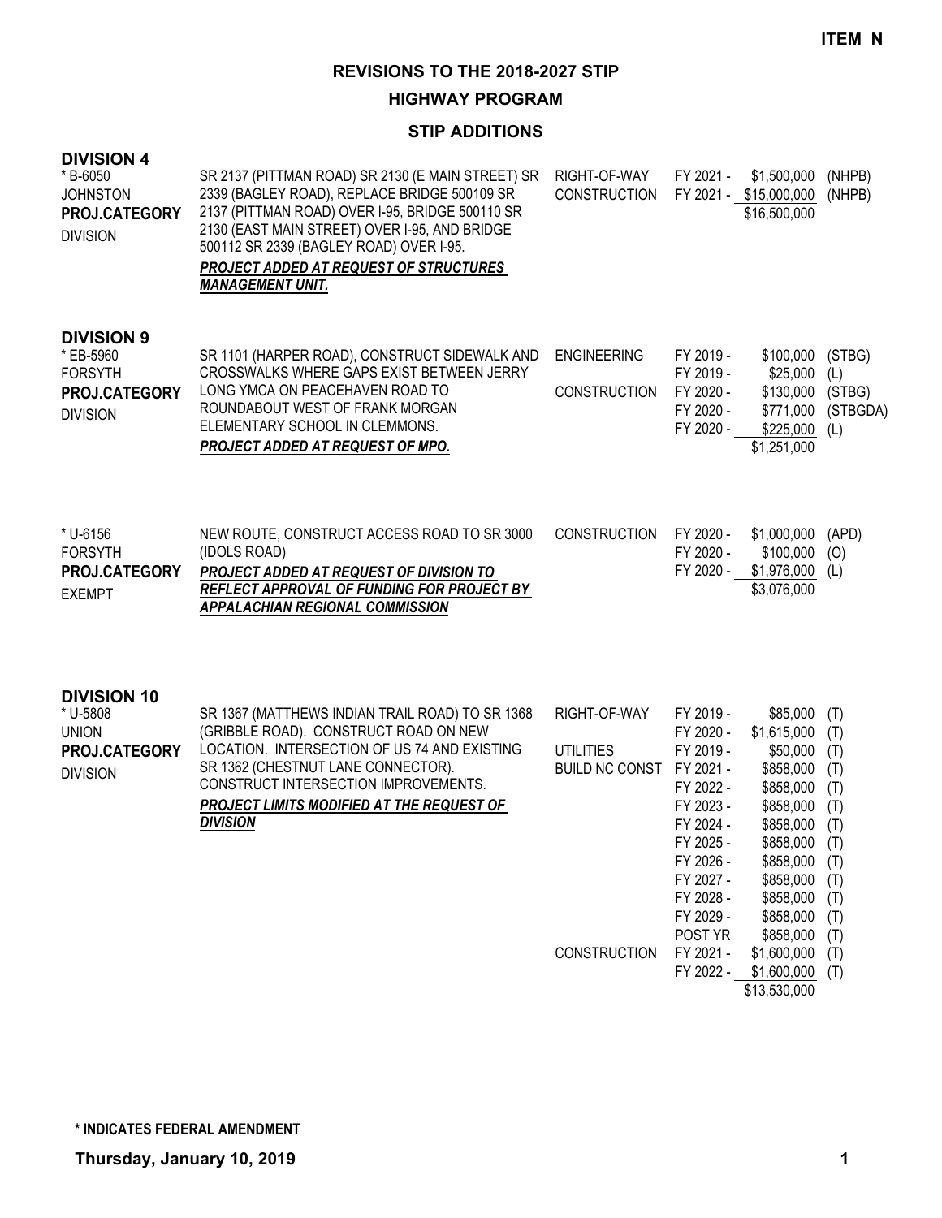**ITEM N**

# REVISIONS TO THE 2018-2027 STIP

## HIGHWAY PROGRAM

### STIP ADDITIONS

## DIVISION 4

| Project | Description | Work Type | Fiscal Year | Amount | Fund |
|---|---|---|---|---|---|
| * B-6050<br>JOHNSTON<br>**PROJ.CATEGORY**<br>DIVISION | SR 2137 (PITTMAN ROAD) SR 2130 (E MAIN STREET) SR 2339 (BAGLEY ROAD), REPLACE BRIDGE 500109 SR 2137 (PITTMAN ROAD) OVER I-95, BRIDGE 500110 SR 2130 (EAST MAIN STREET) OVER I-95, AND BRIDGE 500112 SR 2339 (BAGLEY ROAD) OVER I-95.<br>***PROJECT ADDED AT REQUEST OF STRUCTURES MANAGEMENT UNIT.*** | RIGHT-OF-WAY | FY 2021 - | $1,500,000 | (NHPB) |
| | | CONSTRUCTION | FY 2021 - | $15,000,000 | (NHPB) |
| | | | | $16,500,000 | |

## DIVISION 9

| Project | Description | Work Type | Fiscal Year | Amount | Fund |
|---|---|---|---|---|---|
| * EB-5960<br>FORSYTH<br>**PROJ.CATEGORY**<br>DIVISION | SR 1101 (HARPER ROAD), CONSTRUCT SIDEWALK AND CROSSWALKS WHERE GAPS EXIST BETWEEN JERRY LONG YMCA ON PEACEHAVEN ROAD TO ROUNDABOUT WEST OF FRANK MORGAN ELEMENTARY SCHOOL IN CLEMMONS.<br>***PROJECT ADDED AT REQUEST OF MPO.*** | ENGINEERING | FY 2019 - | $100,000 | (STBG) |
| | | | FY 2019 - | $25,000 | (L) |
| | | CONSTRUCTION | FY 2020 - | $130,000 | (STBG) |
| | | | FY 2020 - | $771,000 | (STBGDA) |
| | | | FY 2020 - | $225,000 | (L) |
| | | | | $1,251,000 | |
| * U-6156<br>FORSYTH<br>**PROJ.CATEGORY**<br>EXEMPT | NEW ROUTE, CONSTRUCT ACCESS ROAD TO SR 3000 (IDOLS ROAD)<br>***PROJECT ADDED AT REQUEST OF DIVISION TO REFLECT APPROVAL OF FUNDING FOR PROJECT BY APPALACHIAN REGIONAL COMMISSION*** | CONSTRUCTION | FY 2020 - | $1,000,000 | (APD) |
| | | | FY 2020 - | $100,000 | (O) |
| | | | FY 2020 - | $1,976,000 | (L) |
| | | | | $3,076,000 | |

## DIVISION 10

| Project | Description | Work Type | Fiscal Year | Amount | Fund |
|---|---|---|---|---|---|
| * U-5808<br>UNION<br>**PROJ.CATEGORY**<br>DIVISION | SR 1367 (MATTHEWS INDIAN TRAIL ROAD) TO SR 1368 (GRIBBLE ROAD). CONSTRUCT ROAD ON NEW LOCATION. INTERSECTION OF US 74 AND EXISTING SR 1362 (CHESTNUT LANE CONNECTOR). CONSTRUCT INTERSECTION IMPROVEMENTS.<br>***PROJECT LIMITS MODIFIED AT THE REQUEST OF DIVISION*** | RIGHT-OF-WAY | FY 2019 - | $85,000 | (T) |
| | | | FY 2020 - | $1,615,000 | (T) |
| | | UTILITIES | FY 2019 - | $50,000 | (T) |
| | | BUILD NC CONST | FY 2021 - | $858,000 | (T) |
| | | | FY 2022 - | $858,000 | (T) |
| | | | FY 2023 - | $858,000 | (T) |
| | | | FY 2024 - | $858,000 | (T) |
| | | | FY 2025 - | $858,000 | (T) |
| | | | FY 2026 - | $858,000 | (T) |
| | | | FY 2027 - | $858,000 | (T) |
| | | | FY 2028 - | $858,000 | (T) |
| | | | FY 2029 - | $858,000 | (T) |
| | | | POST YR | $858,000 | (T) |
| | | CONSTRUCTION | FY 2021 - | $1,600,000 | (T) |
| | | | FY 2022 - | $1,600,000 | (T) |
| | | | | $13,530,000 | |

**\* INDICATES FEDERAL AMENDMENT**

**Thursday, January 10, 2019**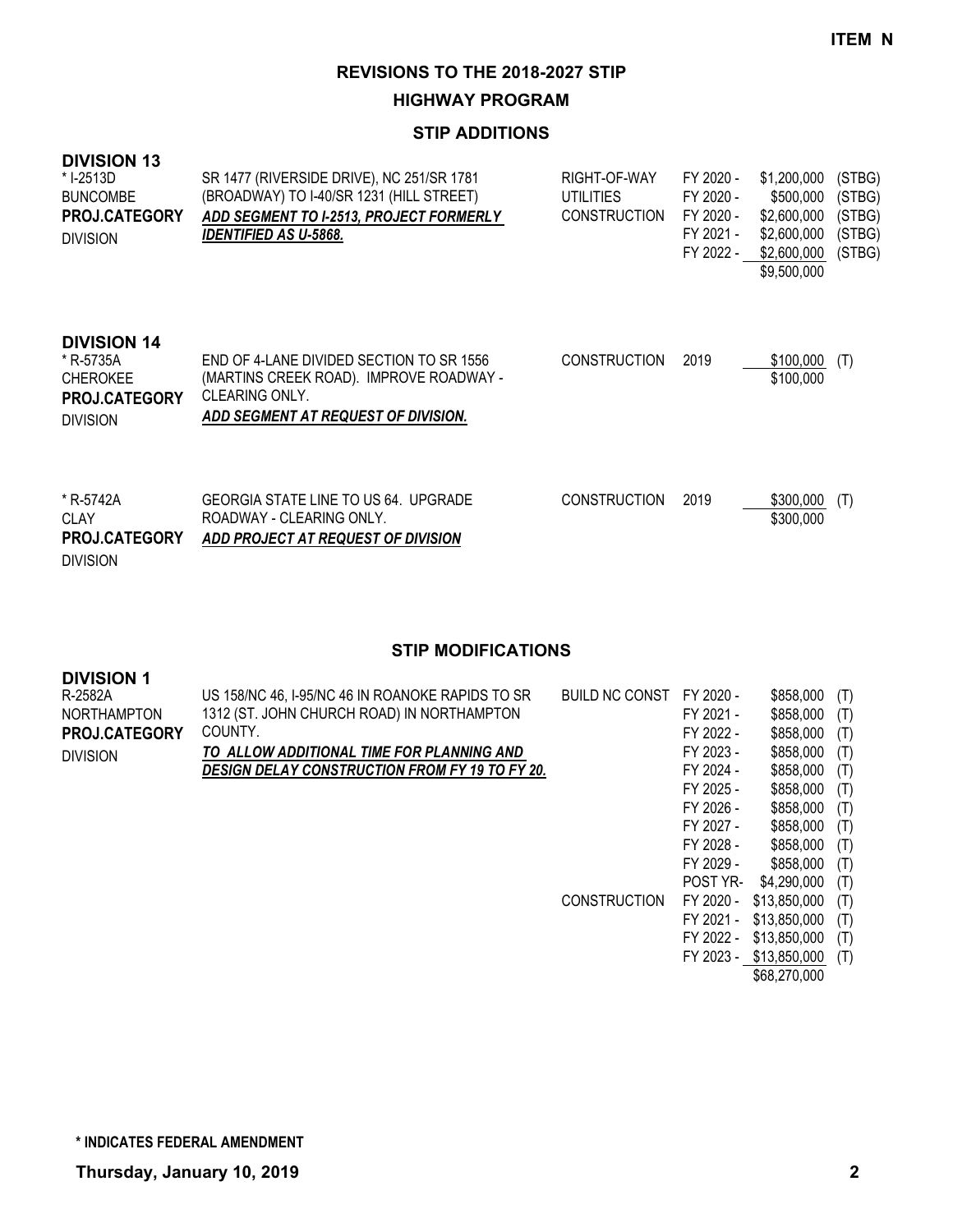**ITEM N**

# REVISIONS TO THE 2018-2027 STIP

## HIGHWAY PROGRAM

### STIP ADDITIONS

**DIVISION 13**

| Project | Description | Work Type | Year | Cost | Funding |
|---|---|---|---|---|---|
| * I-2513D<br>BUNCOMBE<br>**PROJ.CATEGORY**<br>DIVISION | SR 1477 (RIVERSIDE DRIVE), NC 251/SR 1781 (BROADWAY) TO I-40/SR 1231 (HILL STREET)<br>***ADD SEGMENT TO I-2513, PROJECT FORMERLY IDENTIFIED AS U-5868.*** | RIGHT-OF-WAY | FY 2020 - | $1,200,000 | (STBG) |
| | | UTILITIES | FY 2020 - | $500,000 | (STBG) |
| | | CONSTRUCTION | FY 2020 - | $2,600,000 | (STBG) |
| | | | FY 2021 - | $2,600,000 | (STBG) |
| | | | FY 2022 - | $2,600,000 | (STBG) |
| | | | | $9,500,000 | |

**DIVISION 14**

| Project | Description | Work Type | Year | Cost | Funding |
|---|---|---|---|---|---|
| * R-5735A<br>CHEROKEE<br>**PROJ.CATEGORY**<br>DIVISION | END OF 4-LANE DIVIDED SECTION TO SR 1556 (MARTINS CREEK ROAD). IMPROVE ROADWAY - CLEARING ONLY.<br>***ADD SEGMENT AT REQUEST OF DIVISION.*** | CONSTRUCTION | 2019 | $100,000 | (T) |
| | | | | $100,000 | |
| * R-5742A<br>CLAY<br>**PROJ.CATEGORY**<br>DIVISION | GEORGIA STATE LINE TO US 64. UPGRADE ROADWAY - CLEARING ONLY.<br>***ADD PROJECT AT REQUEST OF DIVISION*** | CONSTRUCTION | 2019 | $300,000 | (T) |
| | | | | $300,000 | |

### STIP MODIFICATIONS

**DIVISION 1**

| Project | Description | Work Type | Year | Cost | Funding |
|---|---|---|---|---|---|
| R-2582A<br>NORTHAMPTON<br>**PROJ.CATEGORY**<br>DIVISION | US 158/NC 46, I-95/NC 46 IN ROANOKE RAPIDS TO SR 1312 (ST. JOHN CHURCH ROAD) IN NORTHAMPTON COUNTY.<br>***TO ALLOW ADDITIONAL TIME FOR PLANNING AND DESIGN DELAY CONSTRUCTION FROM FY 19 TO FY 20.*** | BUILD NC CONST | FY 2020 - | $858,000 | (T) |
| | | | FY 2021 - | $858,000 | (T) |
| | | | FY 2022 - | $858,000 | (T) |
| | | | FY 2023 - | $858,000 | (T) |
| | | | FY 2024 - | $858,000 | (T) |
| | | | FY 2025 - | $858,000 | (T) |
| | | | FY 2026 - | $858,000 | (T) |
| | | | FY 2027 - | $858,000 | (T) |
| | | | FY 2028 - | $858,000 | (T) |
| | | | FY 2029 - | $858,000 | (T) |
| | | | POST YR- | $4,290,000 | (T) |
| | | CONSTRUCTION | FY 2020 - | $13,850,000 | (T) |
| | | | FY 2021 - | $13,850,000 | (T) |
| | | | FY 2022 - | $13,850,000 | (T) |
| | | | FY 2023 - | $13,850,000 | (T) |
| | | | | $68,270,000 | |

**\* INDICATES FEDERAL AMENDMENT**

**Thursday, January 10, 2019**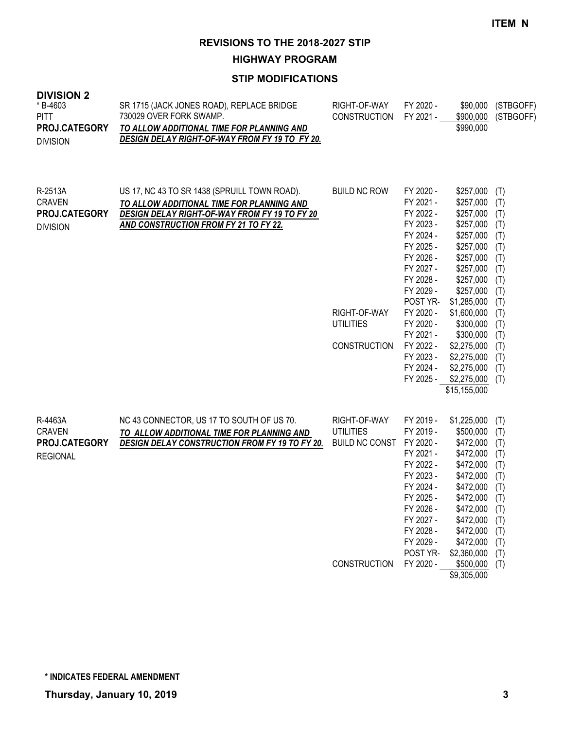**ITEM N**

# REVISIONS TO THE 2018-2027 STIP

## HIGHWAY PROGRAM

### STIP MODIFICATIONS

**DIVISION 2**

| Project | Description | Work Type | Fiscal Year | Amount | Funding |
|---|---|---|---|---|---|
| * B-4603<br>PITT<br>**PROJ.CATEGORY**<br>DIVISION | SR 1715 (JACK JONES ROAD), REPLACE BRIDGE 730029 OVER FORK SWAMP.<br>***TO ALLOW ADDITIONAL TIME FOR PLANNING AND DESIGN DELAY RIGHT-OF-WAY FROM FY 19 TO FY 20.*** | RIGHT-OF-WAY | FY 2020 - | $90,000 | (STBGOFF) |
| | | CONSTRUCTION | FY 2021 - | $900,000 | (STBGOFF) |
| | | | | $990,000 | |
| R-2513A<br>CRAVEN<br>**PROJ.CATEGORY**<br>DIVISION | US 17, NC 43 TO SR 1438 (SPRUILL TOWN ROAD).<br>***TO ALLOW ADDITIONAL TIME FOR PLANNING AND DESIGN DELAY RIGHT-OF-WAY FROM FY 19 TO FY 20 AND CONSTRUCTION FROM FY 21 TO FY 22.*** | BUILD NC ROW | FY 2020 - | $257,000 | (T) |
| | | | FY 2021 - | $257,000 | (T) |
| | | | FY 2022 - | $257,000 | (T) |
| | | | FY 2023 - | $257,000 | (T) |
| | | | FY 2024 - | $257,000 | (T) |
| | | | FY 2025 - | $257,000 | (T) |
| | | | FY 2026 - | $257,000 | (T) |
| | | | FY 2027 - | $257,000 | (T) |
| | | | FY 2028 - | $257,000 | (T) |
| | | | FY 2029 - | $257,000 | (T) |
| | | | POST YR- | $1,285,000 | (T) |
| | | RIGHT-OF-WAY | FY 2020 - | $1,600,000 | (T) |
| | | UTILITIES | FY 2020 - | $300,000 | (T) |
| | | | FY 2021 - | $300,000 | (T) |
| | | CONSTRUCTION | FY 2022 - | $2,275,000 | (T) |
| | | | FY 2023 - | $2,275,000 | (T) |
| | | | FY 2024 - | $2,275,000 | (T) |
| | | | FY 2025 - | $2,275,000 | (T) |
| | | | | $15,155,000 | |
| R-4463A<br>CRAVEN<br>**PROJ.CATEGORY**<br>REGIONAL | NC 43 CONNECTOR, US 17 TO SOUTH OF US 70.<br>***TO ALLOW ADDITIONAL TIME FOR PLANNING AND DESIGN DELAY CONSTRUCTION FROM FY 19 TO FY 20.*** | RIGHT-OF-WAY | FY 2019 - | $1,225,000 | (T) |
| | | UTILITIES | FY 2019 - | $500,000 | (T) |
| | | BUILD NC CONST | FY 2020 - | $472,000 | (T) |
| | | | FY 2021 - | $472,000 | (T) |
| | | | FY 2022 - | $472,000 | (T) |
| | | | FY 2023 - | $472,000 | (T) |
| | | | FY 2024 - | $472,000 | (T) |
| | | | FY 2025 - | $472,000 | (T) |
| | | | FY 2026 - | $472,000 | (T) |
| | | | FY 2027 - | $472,000 | (T) |
| | | | FY 2028 - | $472,000 | (T) |
| | | | FY 2029 - | $472,000 | (T) |
| | | | POST YR- | $2,360,000 | (T) |
| | | CONSTRUCTION | FY 2020 - | $500,000 | (T) |
| | | | | $9,305,000 | |

**\* INDICATES FEDERAL AMENDMENT**

**Thursday, January 10, 2019**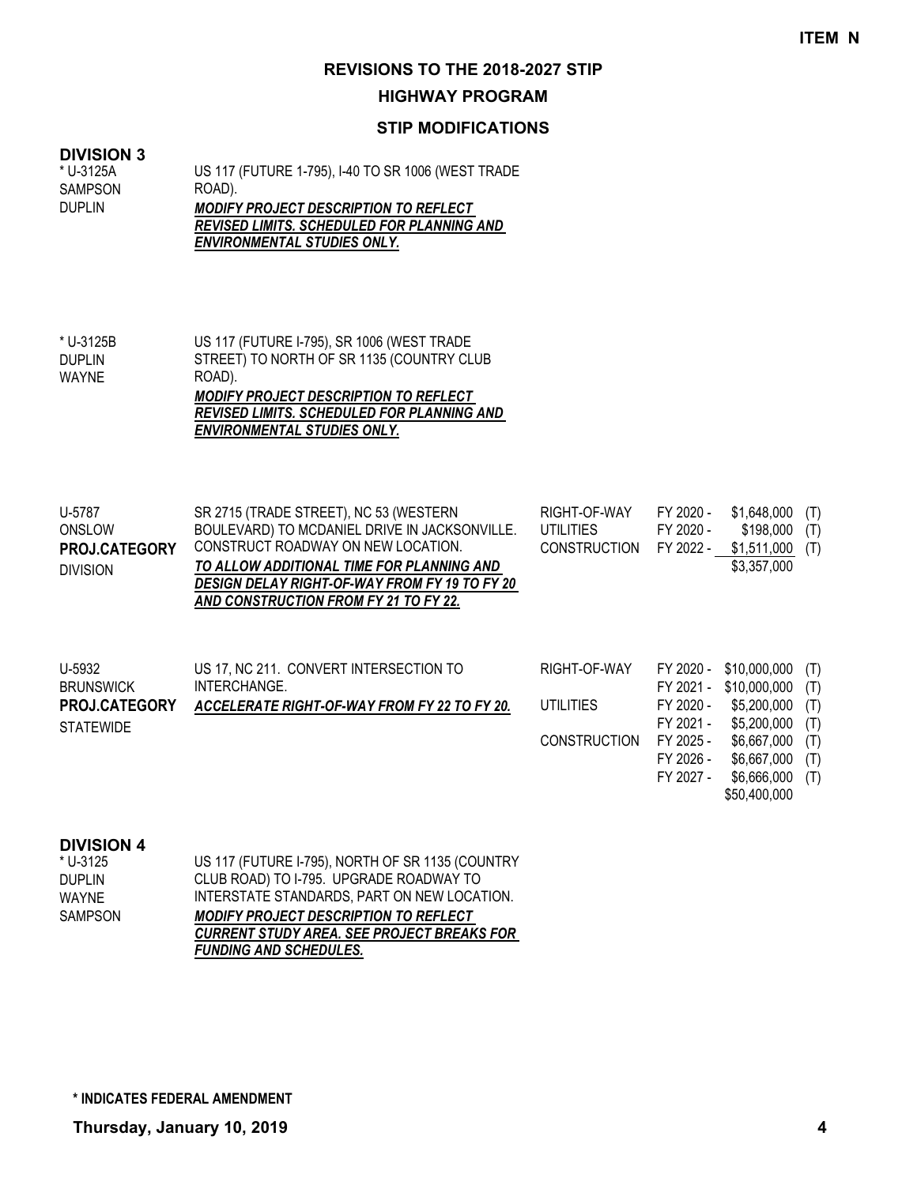**ITEM N**

# REVISIONS TO THE 2018-2027 STIP

## HIGHWAY PROGRAM

### STIP MODIFICATIONS

### DIVISION 3

| Project | Description | Phase | Year | Amount | Source |
|---|---|---|---|---|---|
| * U-3125A<br>SAMPSON<br>DUPLIN | US 117 (FUTURE 1-795), I-40 TO SR 1006 (WEST TRADE ROAD).<br>***MODIFY PROJECT DESCRIPTION TO REFLECT REVISED LIMITS. SCHEDULED FOR PLANNING AND ENVIRONMENTAL STUDIES ONLY.*** | | | | |
| * U-3125B<br>DUPLIN<br>WAYNE | US 117 (FUTURE I-795), SR 1006 (WEST TRADE STREET) TO NORTH OF SR 1135 (COUNTRY CLUB ROAD).<br>***MODIFY PROJECT DESCRIPTION TO REFLECT REVISED LIMITS. SCHEDULED FOR PLANNING AND ENVIRONMENTAL STUDIES ONLY.*** | | | | |
| U-5787<br>ONSLOW<br>**PROJ.CATEGORY**<br>DIVISION | SR 2715 (TRADE STREET), NC 53 (WESTERN BOULEVARD) TO MCDANIEL DRIVE IN JACKSONVILLE. CONSTRUCT ROADWAY ON NEW LOCATION.<br>***TO ALLOW ADDITIONAL TIME FOR PLANNING AND DESIGN DELAY RIGHT-OF-WAY FROM FY 19 TO FY 20 AND CONSTRUCTION FROM FY 21 TO FY 22.*** | RIGHT-OF-WAY | FY 2020 - | $1,648,000 | (T) |
| | | UTILITIES | FY 2020 - | $198,000 | (T) |
| | | CONSTRUCTION | FY 2022 - | $1,511,000 | (T) |
| | | | | $3,357,000 | |
| U-5932<br>BRUNSWICK<br>**PROJ.CATEGORY**<br>STATEWIDE | US 17, NC 211. CONVERT INTERSECTION TO INTERCHANGE.<br>***ACCELERATE RIGHT-OF-WAY FROM FY 22 TO FY 20.*** | RIGHT-OF-WAY | FY 2020 - | $10,000,000 | (T) |
| | | | FY 2021 - | $10,000,000 | (T) |
| | | UTILITIES | FY 2020 - | $5,200,000 | (T) |
| | | | FY 2021 - | $5,200,000 | (T) |
| | | CONSTRUCTION | FY 2025 - | $6,667,000 | (T) |
| | | | FY 2026 - | $6,667,000 | (T) |
| | | | FY 2027 - | $6,666,000 | (T) |
| | | | | $50,400,000 | |

### DIVISION 4

| Project | Description |
|---|---|
| * U-3125<br>DUPLIN<br>WAYNE<br>SAMPSON | US 117 (FUTURE I-795), NORTH OF SR 1135 (COUNTRY CLUB ROAD) TO I-795. UPGRADE ROADWAY TO INTERSTATE STANDARDS, PART ON NEW LOCATION.<br>***MODIFY PROJECT DESCRIPTION TO REFLECT CURRENT STUDY AREA. SEE PROJECT BREAKS FOR FUNDING AND SCHEDULES.*** |

**\* INDICATES FEDERAL AMENDMENT**

**Thursday, January 10, 2019**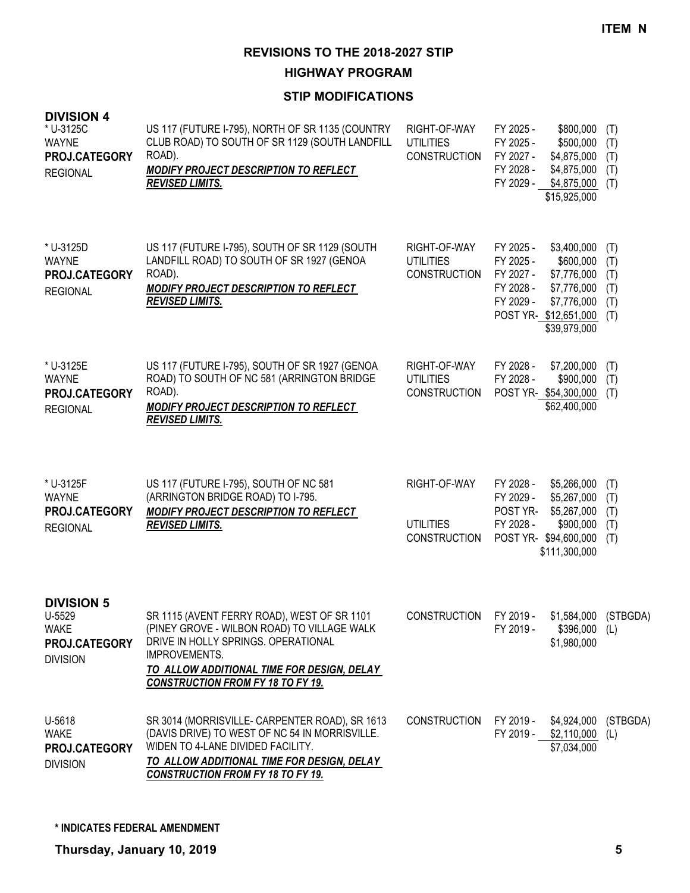**ITEM N**

# REVISIONS TO THE 2018-2027 STIP

## HIGHWAY PROGRAM

### STIP MODIFICATIONS

### DIVISION 4

| Project | Description | Work Type | Fiscal Year | Amount | Fund |
|---|---|---|---|---|---|
| * U-3125C<br>WAYNE<br>**PROJ.CATEGORY**<br>REGIONAL | US 117 (FUTURE I-795), NORTH OF SR 1135 (COUNTRY CLUB ROAD) TO SOUTH OF SR 1129 (SOUTH LANDFILL ROAD).<br>***MODIFY PROJECT DESCRIPTION TO REFLECT REVISED LIMITS.*** | RIGHT-OF-WAY | FY 2025 - | $800,000 | (T) |
| | | UTILITIES | FY 2025 - | $500,000 | (T) |
| | | CONSTRUCTION | FY 2027 - | $4,875,000 | (T) |
| | | | FY 2028 - | $4,875,000 | (T) |
| | | | FY 2029 - | $4,875,000 | (T) |
| | | | | $15,925,000 | |
| * U-3125D<br>WAYNE<br>**PROJ.CATEGORY**<br>REGIONAL | US 117 (FUTURE I-795), SOUTH OF SR 1129 (SOUTH LANDFILL ROAD) TO SOUTH OF SR 1927 (GENOA ROAD).<br>***MODIFY PROJECT DESCRIPTION TO REFLECT REVISED LIMITS.*** | RIGHT-OF-WAY | FY 2025 - | $3,400,000 | (T) |
| | | UTILITIES | FY 2025 - | $600,000 | (T) |
| | | CONSTRUCTION | FY 2027 - | $7,776,000 | (T) |
| | | | FY 2028 - | $7,776,000 | (T) |
| | | | FY 2029 - | $7,776,000 | (T) |
| | | | POST YR- | $12,651,000 | (T) |
| | | | | $39,979,000 | |
| * U-3125E<br>WAYNE<br>**PROJ.CATEGORY**<br>REGIONAL | US 117 (FUTURE I-795), SOUTH OF SR 1927 (GENOA ROAD) TO SOUTH OF NC 581 (ARRINGTON BRIDGE ROAD).<br>***MODIFY PROJECT DESCRIPTION TO REFLECT REVISED LIMITS.*** | RIGHT-OF-WAY | FY 2028 - | $7,200,000 | (T) |
| | | UTILITIES | FY 2028 - | $900,000 | (T) |
| | | CONSTRUCTION | POST YR- | $54,300,000 | (T) |
| | | | | $62,400,000 | |
| * U-3125F<br>WAYNE<br>**PROJ.CATEGORY**<br>REGIONAL | US 117 (FUTURE I-795), SOUTH OF NC 581 (ARRINGTON BRIDGE ROAD) TO I-795.<br>***MODIFY PROJECT DESCRIPTION TO REFLECT REVISED LIMITS.*** | RIGHT-OF-WAY | FY 2028 - | $5,266,000 | (T) |
| | | | FY 2029 - | $5,267,000 | (T) |
| | | | POST YR- | $5,267,000 | (T) |
| | | UTILITIES | FY 2028 - | $900,000 | (T) |
| | | CONSTRUCTION | POST YR- | $94,600,000 | (T) |
| | | | | $111,300,000 | |

### DIVISION 5

| Project | Description | Work Type | Fiscal Year | Amount | Fund |
|---|---|---|---|---|---|
| U-5529<br>WAKE<br>**PROJ.CATEGORY**<br>DIVISION | SR 1115 (AVENT FERRY ROAD), WEST OF SR 1101 (PINEY GROVE - WILBON ROAD) TO VILLAGE WALK DRIVE IN HOLLY SPRINGS. OPERATIONAL IMPROVEMENTS.<br>***TO ALLOW ADDITIONAL TIME FOR DESIGN, DELAY CONSTRUCTION FROM FY 18 TO FY 19.*** | CONSTRUCTION | FY 2019 - | $1,584,000 | (STBGDA) |
| | | | FY 2019 - | $396,000 | (L) |
| | | | | $1,980,000 | |
| U-5618<br>WAKE<br>**PROJ.CATEGORY**<br>DIVISION | SR 3014 (MORRISVILLE- CARPENTER ROAD), SR 1613 (DAVIS DRIVE) TO WEST OF NC 54 IN MORRISVILLE. WIDEN TO 4-LANE DIVIDED FACILITY.<br>***TO ALLOW ADDITIONAL TIME FOR DESIGN, DELAY CONSTRUCTION FROM FY 18 TO FY 19.*** | CONSTRUCTION | FY 2019 - | $4,924,000 | (STBGDA) |
| | | | FY 2019 - | $2,110,000 | (L) |
| | | | | $7,034,000 | |

**\* INDICATES FEDERAL AMENDMENT**

**Thursday, January 10, 2019**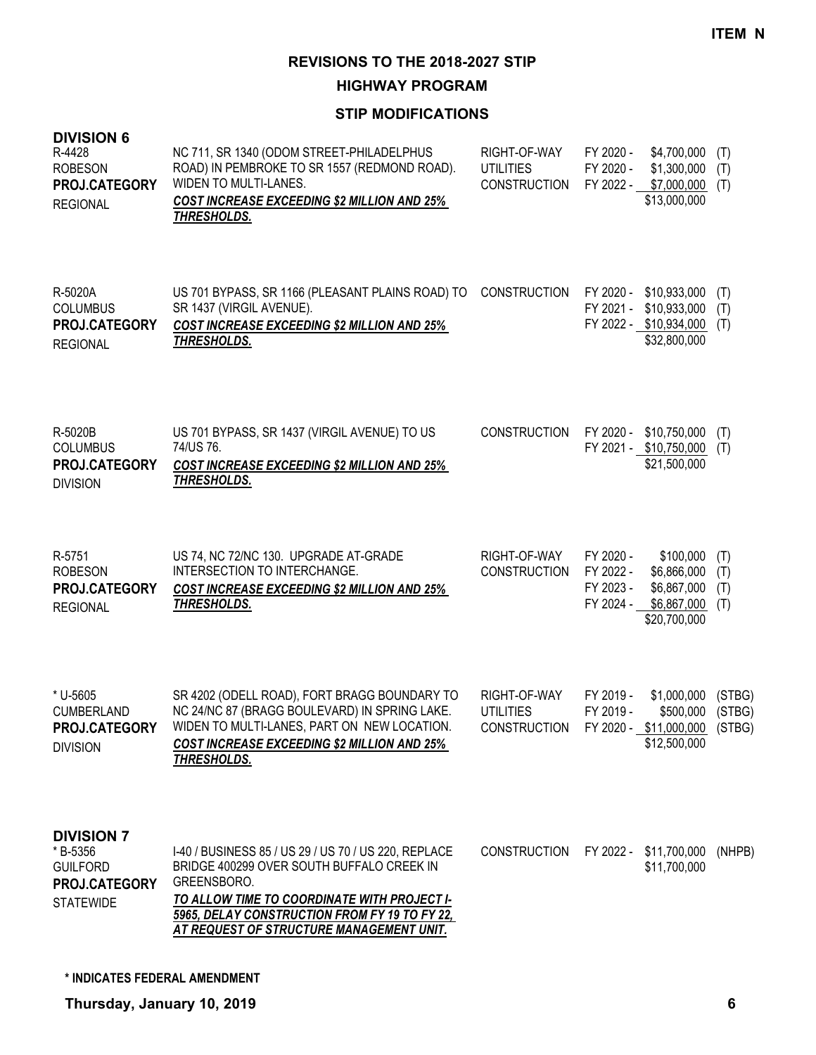**ITEM N**

## REVISIONS TO THE 2018-2027 STIP

### HIGHWAY PROGRAM

### STIP MODIFICATIONS

**DIVISION 6**

| Project | Description | Work Type | Fiscal Year | Amount | Fund |
|---|---|---|---|---|---|
| R-4428<br>ROBESON<br>**PROJ.CATEGORY**<br>REGIONAL | NC 711, SR 1340 (ODOM STREET-PHILADELPHUS ROAD) IN PEMBROKE TO SR 1557 (REDMOND ROAD). WIDEN TO MULTI-LANES.<br>***COST INCREASE EXCEEDING $2 MILLION AND 25% THRESHOLDS.*** | RIGHT-OF-WAY | FY 2020 - | $4,700,000 | (T) |
| | | UTILITIES | FY 2020 - | $1,300,000 | (T) |
| | | CONSTRUCTION | FY 2022 - | $7,000,000 | (T) |
| | | | | $13,000,000 | |
| R-5020A<br>COLUMBUS<br>**PROJ.CATEGORY**<br>REGIONAL | US 701 BYPASS, SR 1166 (PLEASANT PLAINS ROAD) TO SR 1437 (VIRGIL AVENUE).<br>***COST INCREASE EXCEEDING $2 MILLION AND 25% THRESHOLDS.*** | CONSTRUCTION | FY 2020 - | $10,933,000 | (T) |
| | | | FY 2021 - | $10,933,000 | (T) |
| | | | FY 2022 - | $10,934,000 | (T) |
| | | | | $32,800,000 | |
| R-5020B<br>COLUMBUS<br>**PROJ.CATEGORY**<br>DIVISION | US 701 BYPASS, SR 1437 (VIRGIL AVENUE) TO US 74/US 76.<br>***COST INCREASE EXCEEDING $2 MILLION AND 25% THRESHOLDS.*** | CONSTRUCTION | FY 2020 - | $10,750,000 | (T) |
| | | | FY 2021 - | $10,750,000 | (T) |
| | | | | $21,500,000 | |
| R-5751<br>ROBESON<br>**PROJ.CATEGORY**<br>REGIONAL | US 74, NC 72/NC 130. UPGRADE AT-GRADE INTERSECTION TO INTERCHANGE.<br>***COST INCREASE EXCEEDING $2 MILLION AND 25% THRESHOLDS.*** | RIGHT-OF-WAY | FY 2020 - | $100,000 | (T) |
| | | CONSTRUCTION | FY 2022 - | $6,866,000 | (T) |
| | | | FY 2023 - | $6,867,000 | (T) |
| | | | FY 2024 - | $6,867,000 | (T) |
| | | | | $20,700,000 | |
| * U-5605<br>CUMBERLAND<br>**PROJ.CATEGORY**<br>DIVISION | SR 4202 (ODELL ROAD), FORT BRAGG BOUNDARY TO NC 24/NC 87 (BRAGG BOULEVARD) IN SPRING LAKE. WIDEN TO MULTI-LANES, PART ON NEW LOCATION.<br>***COST INCREASE EXCEEDING $2 MILLION AND 25% THRESHOLDS.*** | RIGHT-OF-WAY | FY 2019 - | $1,000,000 | (STBG) |
| | | UTILITIES | FY 2019 - | $500,000 | (STBG) |
| | | CONSTRUCTION | FY 2020 - | $11,000,000 | (STBG) |
| | | | | $12,500,000 | |

**DIVISION 7**

| Project | Description | Work Type | Fiscal Year | Amount | Fund |
|---|---|---|---|---|---|
| * B-5356<br>GUILFORD<br>**PROJ.CATEGORY**<br>STATEWIDE | I-40 / BUSINESS 85 / US 29 / US 70 / US 220, REPLACE BRIDGE 400299 OVER SOUTH BUFFALO CREEK IN GREENSBORO.<br>***TO ALLOW TIME TO COORDINATE WITH PROJECT I-5965, DELAY CONSTRUCTION FROM FY 19 TO FY 22, AT REQUEST OF STRUCTURE MANAGEMENT UNIT.*** | CONSTRUCTION | FY 2022 - | $11,700,000 | (NHPB) |
| | | | | $11,700,000 | |

**\* INDICATES FEDERAL AMENDMENT**

**Thursday, January 10, 2019**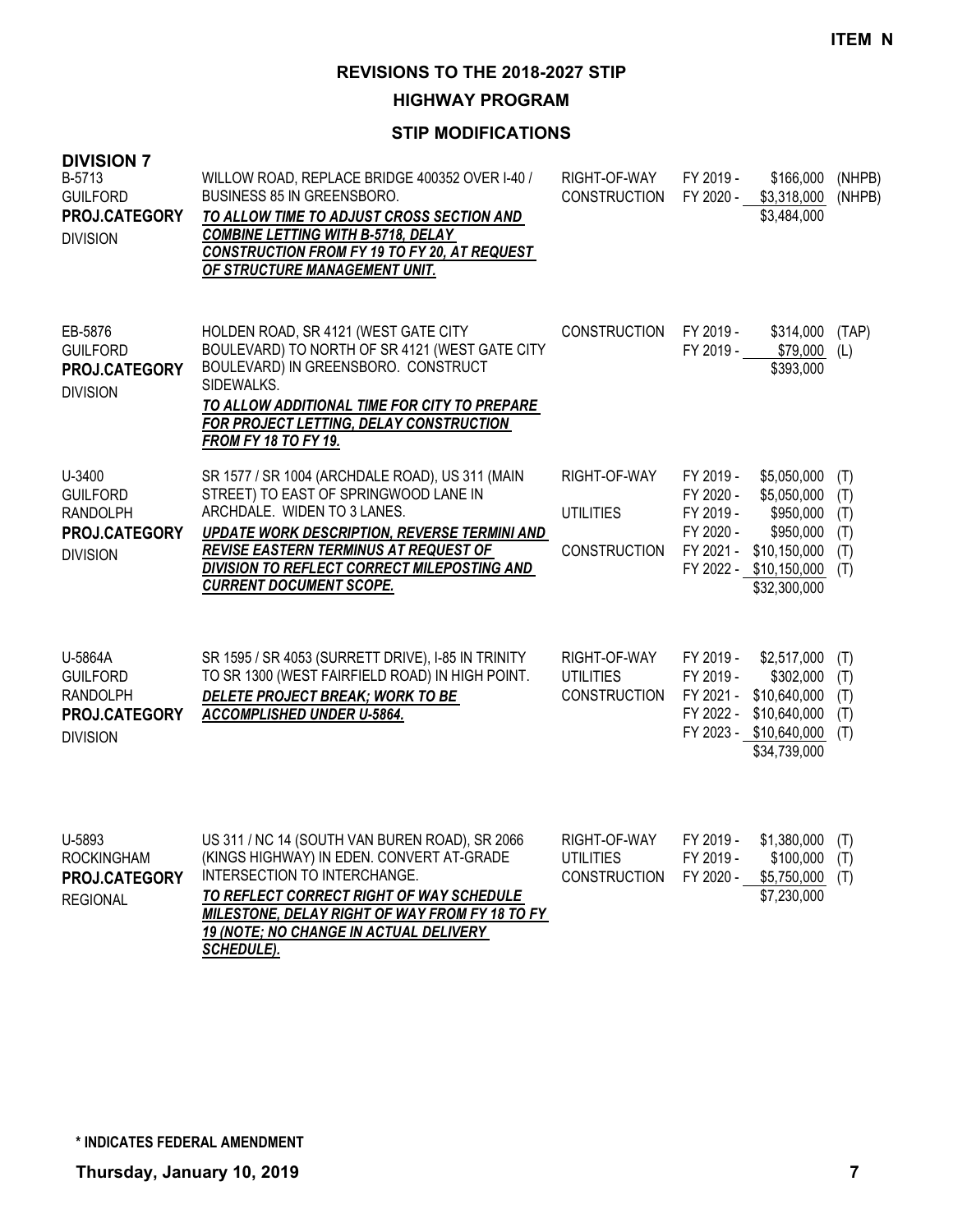**ITEM N**

## REVISIONS TO THE 2018-2027 STIP

### HIGHWAY PROGRAM

### STIP MODIFICATIONS

**DIVISION 7**

| Project | Description | Phase | Fiscal Year | Amount | Fund |
|---|---|---|---|---|---|
| B-5713<br>GUILFORD<br>**PROJ.CATEGORY**<br>DIVISION | WILLOW ROAD, REPLACE BRIDGE 400352 OVER I-40 / BUSINESS 85 IN GREENSBORO.<br>***TO ALLOW TIME TO ADJUST CROSS SECTION AND COMBINE LETTING WITH B-5718, DELAY CONSTRUCTION FROM FY 19 TO FY 20, AT REQUEST OF STRUCTURE MANAGEMENT UNIT.*** | RIGHT-OF-WAY<br>CONSTRUCTION | FY 2019 -<br>FY 2020 - | \$166,000<br>\$3,318,000<br>\$3,484,000 | (NHPB)<br>(NHPB) |
| EB-5876<br>GUILFORD<br>**PROJ.CATEGORY**<br>DIVISION | HOLDEN ROAD, SR 4121 (WEST GATE CITY BOULEVARD) TO NORTH OF SR 4121 (WEST GATE CITY BOULEVARD) IN GREENSBORO. CONSTRUCT SIDEWALKS.<br>***TO ALLOW ADDITIONAL TIME FOR CITY TO PREPARE FOR PROJECT LETTING, DELAY CONSTRUCTION FROM FY 18 TO FY 19.*** | CONSTRUCTION | FY 2019 -<br>FY 2019 - | \$314,000<br>\$79,000<br>\$393,000 | (TAP)<br>(L) |
| U-3400<br>GUILFORD<br>RANDOLPH<br>**PROJ.CATEGORY**<br>DIVISION | SR 1577 / SR 1004 (ARCHDALE ROAD), US 311 (MAIN STREET) TO EAST OF SPRINGWOOD LANE IN ARCHDALE. WIDEN TO 3 LANES.<br>***UPDATE WORK DESCRIPTION, REVERSE TERMINI AND REVISE EASTERN TERMINUS AT REQUEST OF DIVISION TO REFLECT CORRECT MILEPOSTING AND CURRENT DOCUMENT SCOPE.*** | RIGHT-OF-WAY<br><br>UTILITIES<br><br>CONSTRUCTION | FY 2019 -<br>FY 2020 -<br>FY 2019 -<br>FY 2020 -<br>FY 2021 -<br>FY 2022 - | \$5,050,000<br>\$5,050,000<br>\$950,000<br>\$950,000<br>\$10,150,000<br>\$10,150,000<br>\$32,300,000 | (T)<br>(T)<br>(T)<br>(T)<br>(T)<br>(T) |
| U-5864A<br>GUILFORD<br>RANDOLPH<br>**PROJ.CATEGORY**<br>DIVISION | SR 1595 / SR 4053 (SURRETT DRIVE), I-85 IN TRINITY TO SR 1300 (WEST FAIRFIELD ROAD) IN HIGH POINT.<br>***DELETE PROJECT BREAK; WORK TO BE ACCOMPLISHED UNDER U-5864.*** | RIGHT-OF-WAY<br>UTILITIES<br>CONSTRUCTION | FY 2019 -<br>FY 2019 -<br>FY 2021 -<br>FY 2022 -<br>FY 2023 - | \$2,517,000<br>\$302,000<br>\$10,640,000<br>\$10,640,000<br>\$10,640,000<br>\$34,739,000 | (T)<br>(T)<br>(T)<br>(T)<br>(T) |
| U-5893<br>ROCKINGHAM<br>**PROJ.CATEGORY**<br>REGIONAL | US 311 / NC 14 (SOUTH VAN BUREN ROAD), SR 2066 (KINGS HIGHWAY) IN EDEN. CONVERT AT-GRADE INTERSECTION TO INTERCHANGE.<br>***TO REFLECT CORRECT RIGHT OF WAY SCHEDULE MILESTONE, DELAY RIGHT OF WAY FROM FY 18 TO FY 19 (NOTE; NO CHANGE IN ACTUAL DELIVERY SCHEDULE).*** | RIGHT-OF-WAY<br>UTILITIES<br>CONSTRUCTION | FY 2019 -<br>FY 2019 -<br>FY 2020 - | \$1,380,000<br>\$100,000<br>\$5,750,000<br>\$7,230,000 | (T)<br>(T)<br>(T) |

**\* INDICATES FEDERAL AMENDMENT**

**Thursday, January 10, 2019**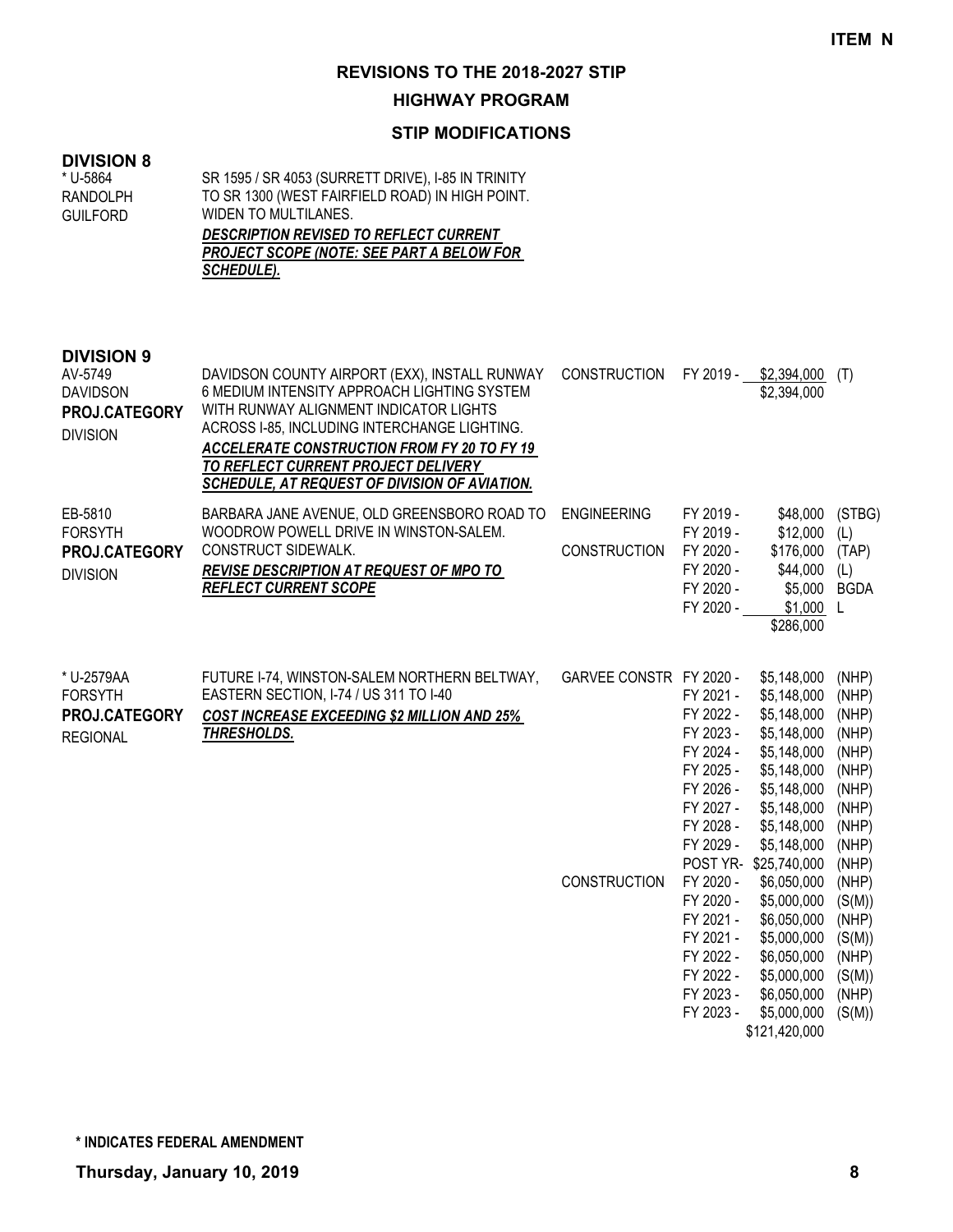**ITEM N**

# REVISIONS TO THE 2018-2027 STIP

## HIGHWAY PROGRAM

### STIP MODIFICATIONS

### DIVISION 8

| Project | Description | Phase | Fiscal Year | Amount | Fund |
|---|---|---|---|---|---|
| * U-5864<br>RANDOLPH<br>GUILFORD | SR 1595 / SR 4053 (SURRETT DRIVE), I-85 IN TRINITY TO SR 1300 (WEST FAIRFIELD ROAD) IN HIGH POINT. WIDEN TO MULTILANES.<br>***DESCRIPTION REVISED TO REFLECT CURRENT PROJECT SCOPE (NOTE: SEE PART A BELOW FOR SCHEDULE).*** | | | | |

### DIVISION 9

| Project | Description | Phase | Fiscal Year | Amount | Fund |
|---|---|---|---|---|---|
| AV-5749<br>DAVIDSON<br>**PROJ.CATEGORY**<br>DIVISION | DAVIDSON COUNTY AIRPORT (EXX), INSTALL RUNWAY 6 MEDIUM INTENSITY APPROACH LIGHTING SYSTEM WITH RUNWAY ALIGNMENT INDICATOR LIGHTS ACROSS I-85, INCLUDING INTERCHANGE LIGHTING.<br>***ACCELERATE CONSTRUCTION FROM FY 20 TO FY 19 TO REFLECT CURRENT PROJECT DELIVERY SCHEDULE, AT REQUEST OF DIVISION OF AVIATION.*** | CONSTRUCTION | FY 2019 - | $2,394,000 | (T) |
| | | | | $2,394,000 | |
| EB-5810<br>FORSYTH<br>**PROJ.CATEGORY**<br>DIVISION | BARBARA JANE AVENUE, OLD GREENSBORO ROAD TO WOODROW POWELL DRIVE IN WINSTON-SALEM. CONSTRUCT SIDEWALK.<br>***REVISE DESCRIPTION AT REQUEST OF MPO TO REFLECT CURRENT SCOPE*** | ENGINEERING | FY 2019 - | $48,000 | (STBG) |
| | | | FY 2019 - | $12,000 | (L) |
| | | CONSTRUCTION | FY 2020 - | $176,000 | (TAP) |
| | | | FY 2020 - | $44,000 | (L) |
| | | | FY 2020 - | $5,000 | BGDA |
| | | | FY 2020 - | $1,000 | L |
| | | | | $286,000 | |
| * U-2579AA<br>FORSYTH<br>**PROJ.CATEGORY**<br>REGIONAL | FUTURE I-74, WINSTON-SALEM NORTHERN BELTWAY, EASTERN SECTION, I-74 / US 311 TO I-40<br>***COST INCREASE EXCEEDING $2 MILLION AND 25% THRESHOLDS.*** | GARVEE CONSTR | FY 2020 - | $5,148,000 | (NHP) |
| | | | FY 2021 - | $5,148,000 | (NHP) |
| | | | FY 2022 - | $5,148,000 | (NHP) |
| | | | FY 2023 - | $5,148,000 | (NHP) |
| | | | FY 2024 - | $5,148,000 | (NHP) |
| | | | FY 2025 - | $5,148,000 | (NHP) |
| | | | FY 2026 - | $5,148,000 | (NHP) |
| | | | FY 2027 - | $5,148,000 | (NHP) |
| | | | FY 2028 - | $5,148,000 | (NHP) |
| | | | FY 2029 - | $5,148,000 | (NHP) |
| | | | POST YR- | $25,740,000 | (NHP) |
| | | CONSTRUCTION | FY 2020 - | $6,050,000 | (NHP) |
| | | | FY 2020 - | $5,000,000 | (S(M)) |
| | | | FY 2021 - | $6,050,000 | (NHP) |
| | | | FY 2021 - | $5,000,000 | (S(M)) |
| | | | FY 2022 - | $6,050,000 | (NHP) |
| | | | FY 2022 - | $5,000,000 | (S(M)) |
| | | | FY 2023 - | $6,050,000 | (NHP) |
| | | | FY 2023 - | $5,000,000 | (S(M)) |
| | | | | $121,420,000 | |

**\* INDICATES FEDERAL AMENDMENT**

**Thursday, January 10, 2019**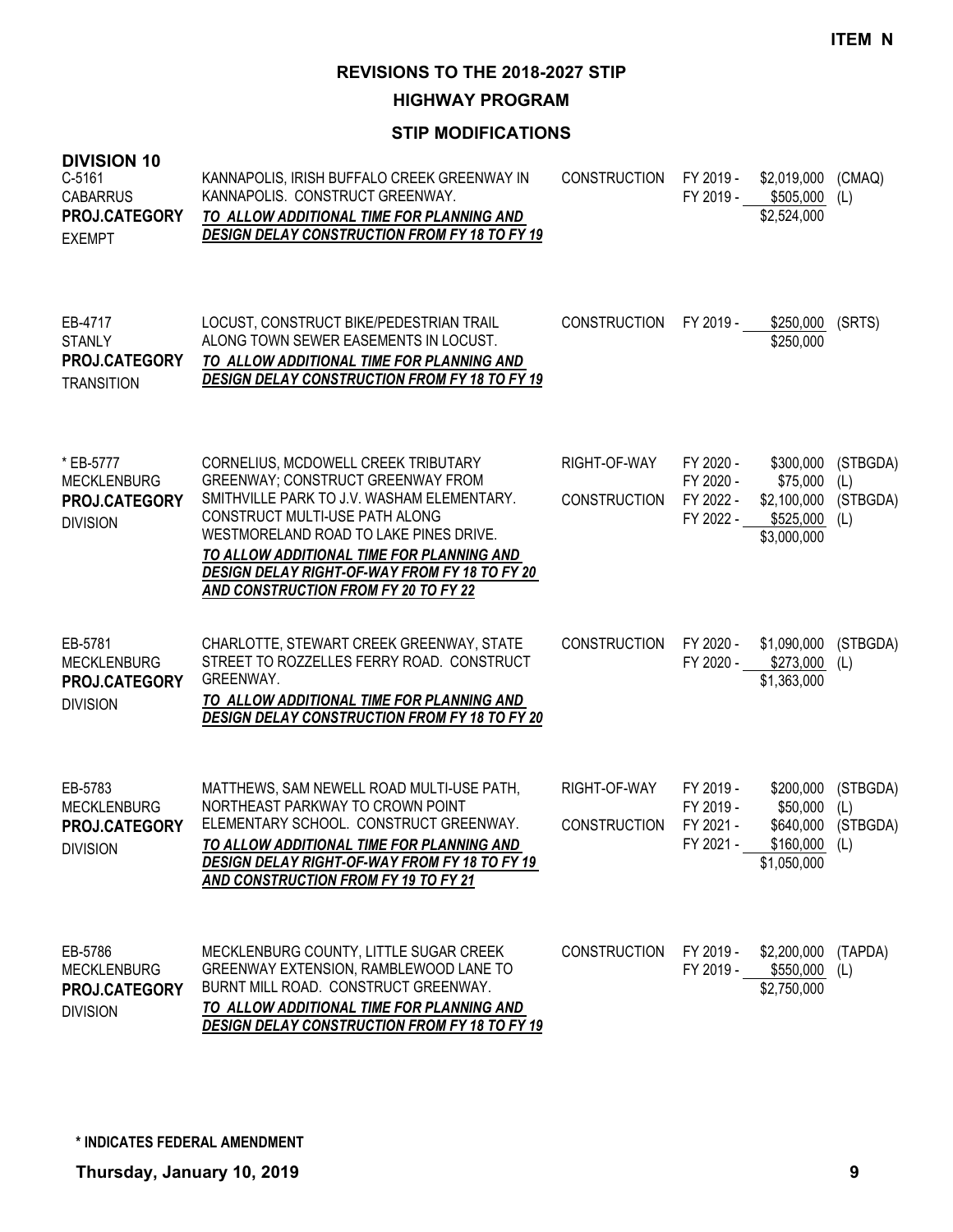ITEM N

# REVISIONS TO THE 2018-2027 STIP

## HIGHWAY PROGRAM

### STIP MODIFICATIONS

**DIVISION 10**

| Project | Description | Work Type | Fiscal Year | Amount | Source |
|---|---|---|---|---|---|
| C-5161<br>CABARRUS<br>**PROJ.CATEGORY**<br>EXEMPT | KANNAPOLIS, IRISH BUFFALO CREEK GREENWAY IN KANNAPOLIS. CONSTRUCT GREENWAY.<br>***TO ALLOW ADDITIONAL TIME FOR PLANNING AND DESIGN DELAY CONSTRUCTION FROM FY 18 TO FY 19*** | CONSTRUCTION | FY 2019 -<br>FY 2019 - | \$2,019,000<br>\$505,000<br>\$2,524,000 | (CMAQ)<br>(L) |
| EB-4717<br>STANLY<br>**PROJ.CATEGORY**<br>TRANSITION | LOCUST, CONSTRUCT BIKE/PEDESTRIAN TRAIL ALONG TOWN SEWER EASEMENTS IN LOCUST.<br>***TO ALLOW ADDITIONAL TIME FOR PLANNING AND DESIGN DELAY CONSTRUCTION FROM FY 18 TO FY 19*** | CONSTRUCTION | FY 2019 - | \$250,000<br>\$250,000 | (SRTS) |
| * EB-5777<br>MECKLENBURG<br>**PROJ.CATEGORY**<br>DIVISION | CORNELIUS, MCDOWELL CREEK TRIBUTARY GREENWAY; CONSTRUCT GREENWAY FROM SMITHVILLE PARK TO J.V. WASHAM ELEMENTARY. CONSTRUCT MULTI-USE PATH ALONG WESTMORELAND ROAD TO LAKE PINES DRIVE.<br>***TO ALLOW ADDITIONAL TIME FOR PLANNING AND DESIGN DELAY RIGHT-OF-WAY FROM FY 18 TO FY 20 AND CONSTRUCTION FROM FY 20 TO FY 22*** | RIGHT-OF-WAY<br><br>CONSTRUCTION | FY 2020 -<br>FY 2020 -<br>FY 2022 -<br>FY 2022 - | \$300,000<br>\$75,000<br>\$2,100,000<br>\$525,000<br>\$3,000,000 | (STBGDA)<br>(L)<br>(STBGDA)<br>(L) |
| EB-5781<br>MECKLENBURG<br>**PROJ.CATEGORY**<br>DIVISION | CHARLOTTE, STEWART CREEK GREENWAY, STATE STREET TO ROZZELLES FERRY ROAD. CONSTRUCT GREENWAY.<br>***TO ALLOW ADDITIONAL TIME FOR PLANNING AND DESIGN DELAY CONSTRUCTION FROM FY 18 TO FY 20*** | CONSTRUCTION | FY 2020 -<br>FY 2020 - | \$1,090,000<br>\$273,000<br>\$1,363,000 | (STBGDA)<br>(L) |
| EB-5783<br>MECKLENBURG<br>**PROJ.CATEGORY**<br>DIVISION | MATTHEWS, SAM NEWELL ROAD MULTI-USE PATH, NORTHEAST PARKWAY TO CROWN POINT ELEMENTARY SCHOOL. CONSTRUCT GREENWAY.<br>***TO ALLOW ADDITIONAL TIME FOR PLANNING AND DESIGN DELAY RIGHT-OF-WAY FROM FY 18 TO FY 19 AND CONSTRUCTION FROM FY 19 TO FY 21*** | RIGHT-OF-WAY<br><br>CONSTRUCTION | FY 2019 -<br>FY 2019 -<br>FY 2021 -<br>FY 2021 - | \$200,000<br>\$50,000<br>\$640,000<br>\$160,000<br>\$1,050,000 | (STBGDA)<br>(L)<br>(STBGDA)<br>(L) |
| EB-5786<br>MECKLENBURG<br>**PROJ.CATEGORY**<br>DIVISION | MECKLENBURG COUNTY, LITTLE SUGAR CREEK GREENWAY EXTENSION, RAMBLEWOOD LANE TO BURNT MILL ROAD. CONSTRUCT GREENWAY.<br>***TO ALLOW ADDITIONAL TIME FOR PLANNING AND DESIGN DELAY CONSTRUCTION FROM FY 18 TO FY 19*** | CONSTRUCTION | FY 2019 -<br>FY 2019 - | \$2,200,000<br>\$550,000<br>\$2,750,000 | (TAPDA)<br>(L) |

**\* INDICATES FEDERAL AMENDMENT**

**Thursday, January 10, 2019**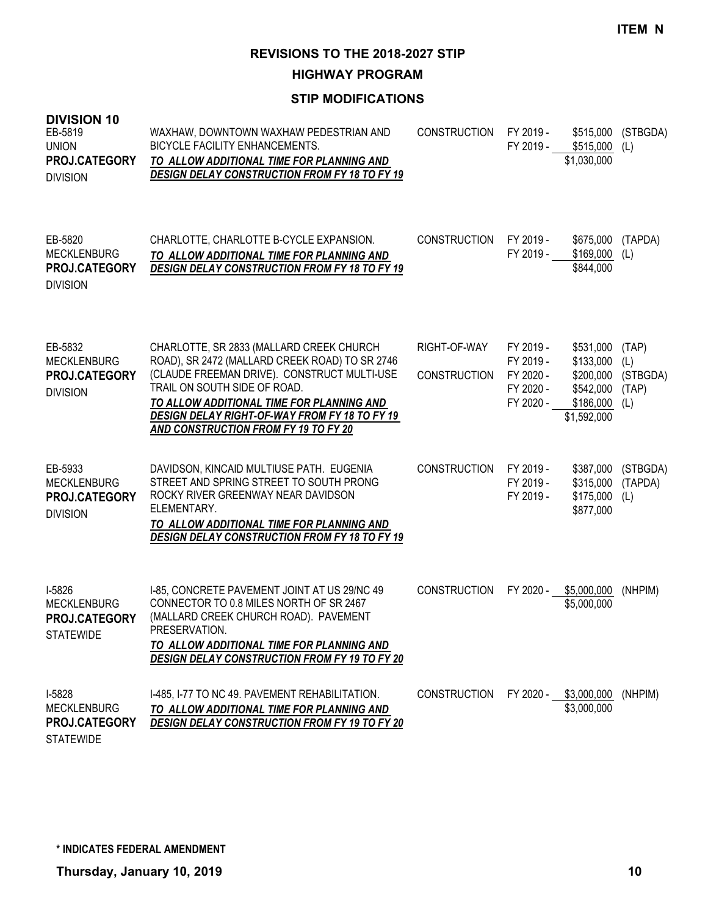**ITEM N**

# REVISIONS TO THE 2018-2027 STIP

## HIGHWAY PROGRAM

### STIP MODIFICATIONS

**DIVISION 10**

| Project | Description | Work Type | Fiscal Year | Amount | Fund Source |
|---|---|---|---|---|---|
| EB-5819<br>UNION<br>**PROJ.CATEGORY**<br>DIVISION | WAXHAW, DOWNTOWN WAXHAW PEDESTRIAN AND BICYCLE FACILITY ENHANCEMENTS.<br>***TO ALLOW ADDITIONAL TIME FOR PLANNING AND DESIGN DELAY CONSTRUCTION FROM FY 18 TO FY 19*** | CONSTRUCTION | FY 2019 -<br>FY 2019 - | \$515,000<br>\$515,000<br>\$1,030,000 | (STBGDA)<br>(L) |
| EB-5820<br>MECKLENBURG<br>**PROJ.CATEGORY**<br>DIVISION | CHARLOTTE, CHARLOTTE B-CYCLE EXPANSION.<br>***TO ALLOW ADDITIONAL TIME FOR PLANNING AND DESIGN DELAY CONSTRUCTION FROM FY 18 TO FY 19*** | CONSTRUCTION | FY 2019 -<br>FY 2019 - | \$675,000<br>\$169,000<br>\$844,000 | (TAPDA)<br>(L) |
| EB-5832<br>MECKLENBURG<br>**PROJ.CATEGORY**<br>DIVISION | CHARLOTTE, SR 2833 (MALLARD CREEK CHURCH ROAD), SR 2472 (MALLARD CREEK ROAD) TO SR 2746 (CLAUDE FREEMAN DRIVE). CONSTRUCT MULTI-USE TRAIL ON SOUTH SIDE OF ROAD.<br>***TO ALLOW ADDITIONAL TIME FOR PLANNING AND DESIGN DELAY RIGHT-OF-WAY FROM FY 18 TO FY 19 AND CONSTRUCTION FROM FY 19 TO FY 20*** | RIGHT-OF-WAY<br><br>CONSTRUCTION | FY 2019 -<br>FY 2019 -<br>FY 2020 -<br>FY 2020 -<br>FY 2020 - | \$531,000<br>\$133,000<br>\$200,000<br>\$542,000<br>\$186,000<br>\$1,592,000 | (TAP)<br>(L)<br>(STBGDA)<br>(TAP)<br>(L) |
| EB-5933<br>MECKLENBURG<br>**PROJ.CATEGORY**<br>DIVISION | DAVIDSON, KINCAID MULTIUSE PATH. EUGENIA STREET AND SPRING STREET TO SOUTH PRONG ROCKY RIVER GREENWAY NEAR DAVIDSON ELEMENTARY.<br>***TO ALLOW ADDITIONAL TIME FOR PLANNING AND DESIGN DELAY CONSTRUCTION FROM FY 18 TO FY 19*** | CONSTRUCTION | FY 2019 -<br>FY 2019 -<br>FY 2019 - | \$387,000<br>\$315,000<br>\$175,000<br>\$877,000 | (STBGDA)<br>(TAPDA)<br>(L) |
| I-5826<br>MECKLENBURG<br>**PROJ.CATEGORY**<br>STATEWIDE | I-85, CONCRETE PAVEMENT JOINT AT US 29/NC 49 CONNECTOR TO 0.8 MILES NORTH OF SR 2467 (MALLARD CREEK CHURCH ROAD). PAVEMENT PRESERVATION.<br>***TO ALLOW ADDITIONAL TIME FOR PLANNING AND DESIGN DELAY CONSTRUCTION FROM FY 19 TO FY 20*** | CONSTRUCTION | FY 2020 - | \$5,000,000<br>\$5,000,000 | (NHPIM) |
| I-5828<br>MECKLENBURG<br>**PROJ.CATEGORY**<br>STATEWIDE | I-485, I-77 TO NC 49. PAVEMENT REHABILITATION.<br>***TO ALLOW ADDITIONAL TIME FOR PLANNING AND DESIGN DELAY CONSTRUCTION FROM FY 19 TO FY 20*** | CONSTRUCTION | FY 2020 - | \$3,000,000<br>\$3,000,000 | (NHPIM) |

**\* INDICATES FEDERAL AMENDMENT**

**Thursday, January 10, 2019**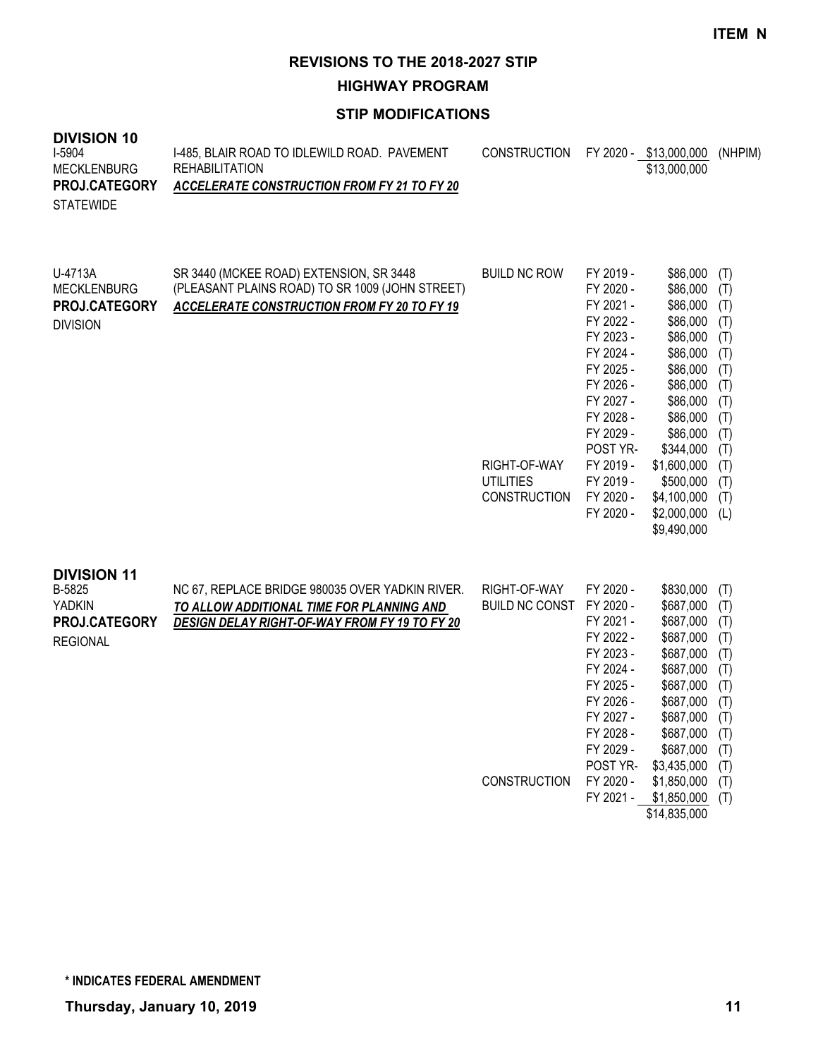**ITEM N**

# REVISIONS TO THE 2018-2027 STIP

## HIGHWAY PROGRAM

### STIP MODIFICATIONS

**DIVISION 10**

| Project | Description | Work Type | Fiscal Year | Amount | Funding |
|---|---|---|---|---|---|
| I-5904<br>MECKLENBURG<br>**PROJ.CATEGORY**<br>STATEWIDE | I-485, BLAIR ROAD TO IDLEWILD ROAD. PAVEMENT REHABILITATION<br>***ACCELERATE CONSTRUCTION FROM FY 21 TO FY 20*** | CONSTRUCTION | FY 2020 - | $13,000,000 | (NHPIM) |
| | | | | $13,000,000 | |

| Project | Description | Work Type | Fiscal Year | Amount | Funding |
|---|---|---|---|---|---|
| U-4713A<br>MECKLENBURG<br>**PROJ.CATEGORY**<br>DIVISION | SR 3440 (MCKEE ROAD) EXTENSION, SR 3448 (PLEASANT PLAINS ROAD) TO SR 1009 (JOHN STREET)<br>***ACCELERATE CONSTRUCTION FROM FY 20 TO FY 19*** | BUILD NC ROW | FY 2019 - | $86,000 | (T) |
| | | | FY 2020 - | $86,000 | (T) |
| | | | FY 2021 - | $86,000 | (T) |
| | | | FY 2022 - | $86,000 | (T) |
| | | | FY 2023 - | $86,000 | (T) |
| | | | FY 2024 - | $86,000 | (T) |
| | | | FY 2025 - | $86,000 | (T) |
| | | | FY 2026 - | $86,000 | (T) |
| | | | FY 2027 - | $86,000 | (T) |
| | | | FY 2028 - | $86,000 | (T) |
| | | | FY 2029 - | $86,000 | (T) |
| | | | POST YR- | $344,000 | (T) |
| | | RIGHT-OF-WAY | FY 2019 - | $1,600,000 | (T) |
| | | UTILITIES | FY 2019 - | $500,000 | (T) |
| | | CONSTRUCTION | FY 2020 - | $4,100,000 | (T) |
| | | | FY 2020 - | $2,000,000 | (L) |
| | | | | $9,490,000 | |

**DIVISION 11**

| Project | Description | Work Type | Fiscal Year | Amount | Funding |
|---|---|---|---|---|---|
| B-5825<br>YADKIN<br>**PROJ.CATEGORY**<br>REGIONAL | NC 67, REPLACE BRIDGE 980035 OVER YADKIN RIVER.<br>***TO ALLOW ADDITIONAL TIME FOR PLANNING AND DESIGN DELAY RIGHT-OF-WAY FROM FY 19 TO FY 20*** | RIGHT-OF-WAY | FY 2020 - | $830,000 | (T) |
| | | BUILD NC CONST | FY 2020 - | $687,000 | (T) |
| | | | FY 2021 - | $687,000 | (T) |
| | | | FY 2022 - | $687,000 | (T) |
| | | | FY 2023 - | $687,000 | (T) |
| | | | FY 2024 - | $687,000 | (T) |
| | | | FY 2025 - | $687,000 | (T) |
| | | | FY 2026 - | $687,000 | (T) |
| | | | FY 2027 - | $687,000 | (T) |
| | | | FY 2028 - | $687,000 | (T) |
| | | | FY 2029 - | $687,000 | (T) |
| | | | POST YR- | $3,435,000 | (T) |
| | | CONSTRUCTION | FY 2020 - | $1,850,000 | (T) |
| | | | FY 2021 - | $1,850,000 | (T) |
| | | | | $14,835,000 | |

**\* INDICATES FEDERAL AMENDMENT**

**Thursday, January 10, 2019**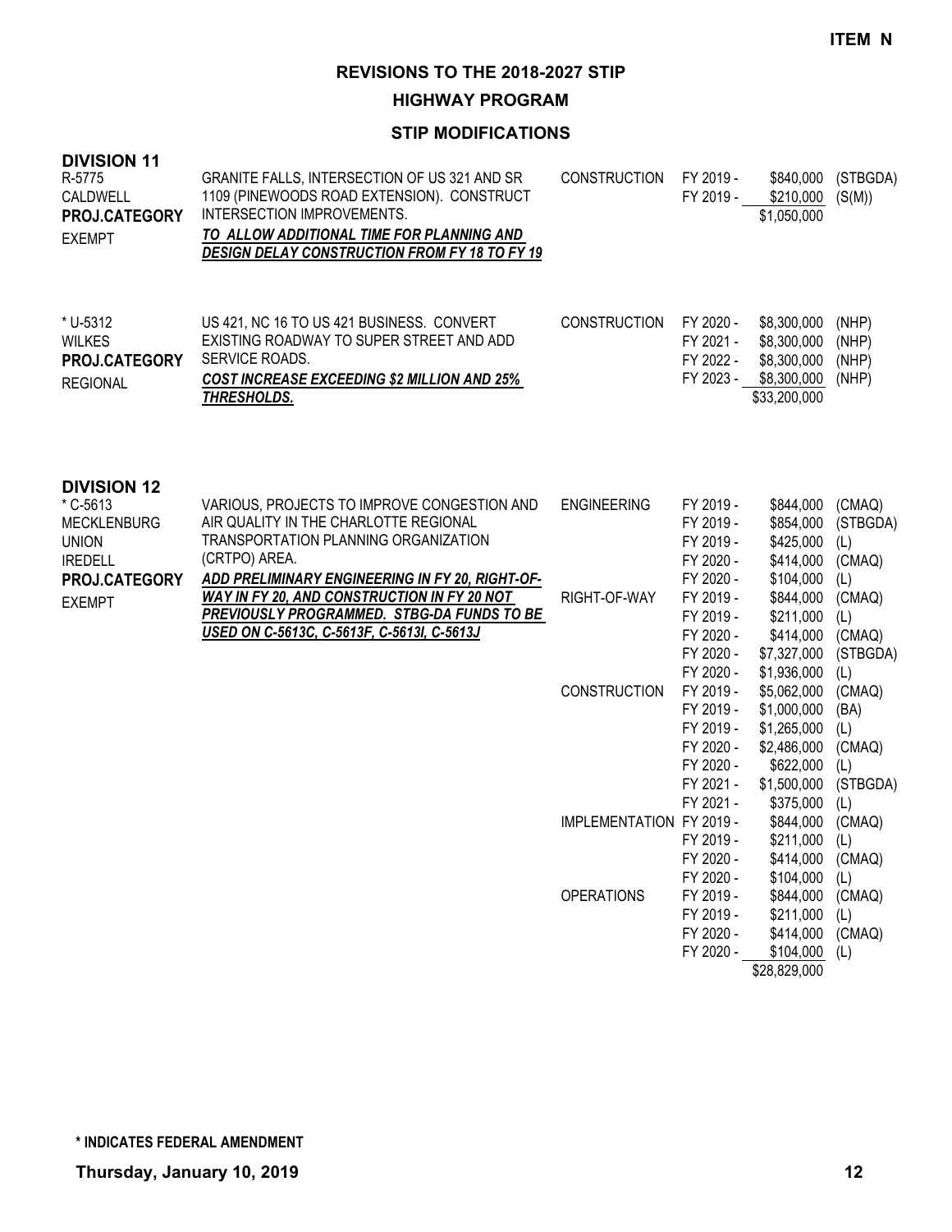**ITEM N**

# REVISIONS TO THE 2018-2027 STIP

## HIGHWAY PROGRAM

### STIP MODIFICATIONS

**DIVISION 11**

R-5775
CALDWELL
**PROJ.CATEGORY**
EXEMPT

GRANITE FALLS, INTERSECTION OF US 321 AND SR 1109 (PINEWOODS ROAD EXTENSION). CONSTRUCT INTERSECTION IMPROVEMENTS.
***TO ALLOW ADDITIONAL TIME FOR PLANNING AND DESIGN DELAY CONSTRUCTION FROM FY 18 TO FY 19***

| Phase | Fiscal Year | Amount | Fund |
|---|---|---|---|
| CONSTRUCTION | FY 2019 - | $840,000 | (STBGDA) |
| | FY 2019 - | $210,000 | (S(M)) |
| | | $1,050,000 | |

\* U-5312
WILKES
**PROJ.CATEGORY**
REGIONAL

US 421, NC 16 TO US 421 BUSINESS. CONVERT EXISTING ROADWAY TO SUPER STREET AND ADD SERVICE ROADS.
***COST INCREASE EXCEEDING $2 MILLION AND 25% THRESHOLDS.***

| Phase | Fiscal Year | Amount | Fund |
|---|---|---|---|
| CONSTRUCTION | FY 2020 - | $8,300,000 | (NHP) |
| | FY 2021 - | $8,300,000 | (NHP) |
| | FY 2022 - | $8,300,000 | (NHP) |
| | FY 2023 - | $8,300,000 | (NHP) |
| | | $33,200,000 | |

**DIVISION 12**

\* C-5613
MECKLENBURG
UNION
IREDELL
**PROJ.CATEGORY**
EXEMPT

VARIOUS, PROJECTS TO IMPROVE CONGESTION AND AIR QUALITY IN THE CHARLOTTE REGIONAL TRANSPORTATION PLANNING ORGANIZATION (CRTPO) AREA.
***ADD PRELIMINARY ENGINEERING IN FY 20, RIGHT-OF-WAY IN FY 20, AND CONSTRUCTION IN FY 20 NOT PREVIOUSLY PROGRAMMED. STBG-DA FUNDS TO BE USED ON C-5613C, C-5613F, C-5613I, C-5613J***

| Phase | Fiscal Year | Amount | Fund |
|---|---|---|---|
| ENGINEERING | FY 2019 - | $844,000 | (CMAQ) |
| | FY 2019 - | $854,000 | (STBGDA) |
| | FY 2019 - | $425,000 | (L) |
| | FY 2020 - | $414,000 | (CMAQ) |
| | FY 2020 - | $104,000 | (L) |
| RIGHT-OF-WAY | FY 2019 - | $844,000 | (CMAQ) |
| | FY 2019 - | $211,000 | (L) |
| | FY 2020 - | $414,000 | (CMAQ) |
| | FY 2020 - | $7,327,000 | (STBGDA) |
| | FY 2020 - | $1,936,000 | (L) |
| CONSTRUCTION | FY 2019 - | $5,062,000 | (CMAQ) |
| | FY 2019 - | $1,000,000 | (BA) |
| | FY 2019 - | $1,265,000 | (L) |
| | FY 2020 - | $2,486,000 | (CMAQ) |
| | FY 2020 - | $622,000 | (L) |
| | FY 2021 - | $1,500,000 | (STBGDA) |
| | FY 2021 - | $375,000 | (L) |
| IMPLEMENTATION | FY 2019 - | $844,000 | (CMAQ) |
| | FY 2019 - | $211,000 | (L) |
| | FY 2020 - | $414,000 | (CMAQ) |
| | FY 2020 - | $104,000 | (L) |
| OPERATIONS | FY 2019 - | $844,000 | (CMAQ) |
| | FY 2019 - | $211,000 | (L) |
| | FY 2020 - | $414,000 | (CMAQ) |
| | FY 2020 - | $104,000 | (L) |
| | | $28,829,000 | |

**\* INDICATES FEDERAL AMENDMENT**

**Thursday, January 10, 2019**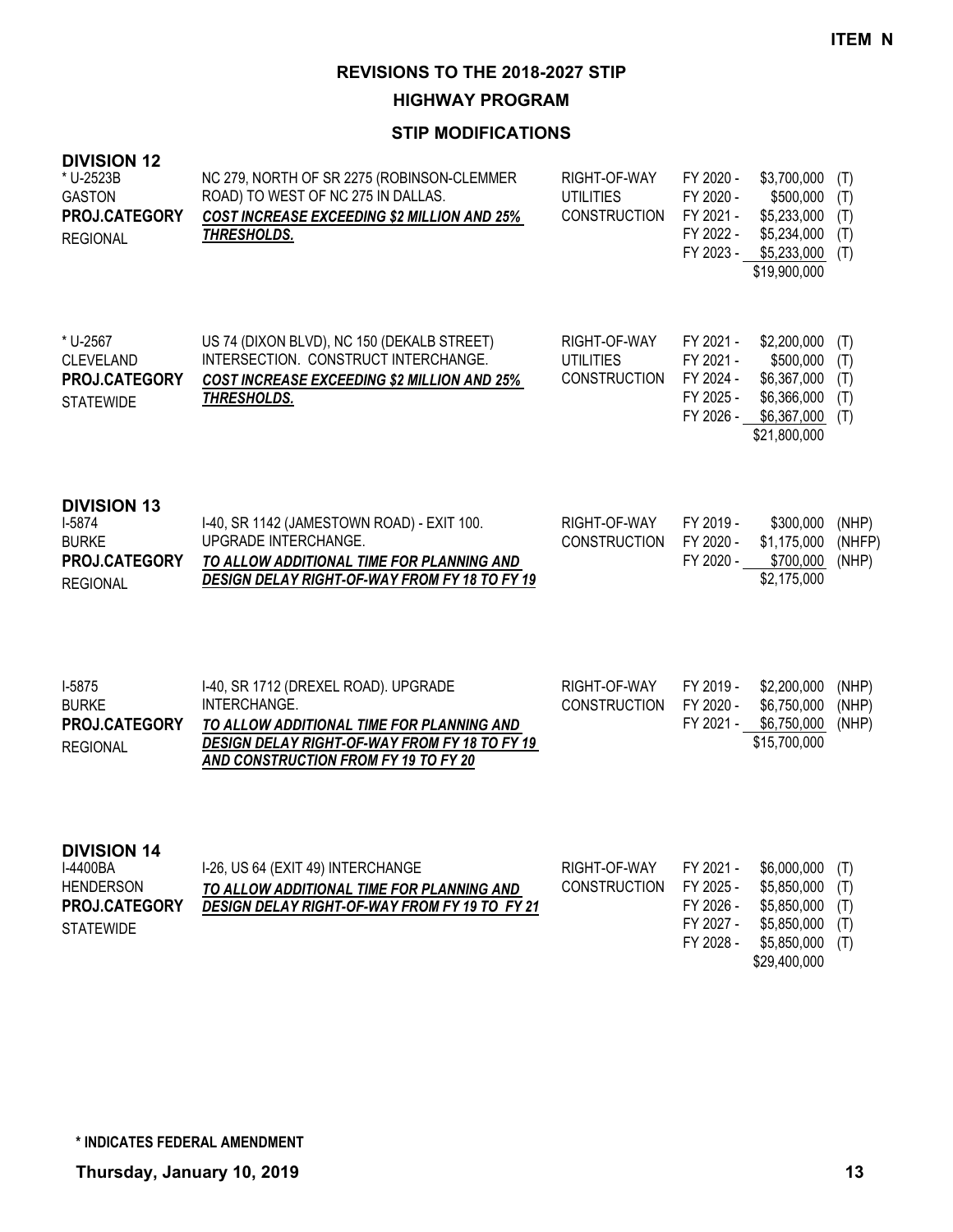**ITEM N**

# REVISIONS TO THE 2018-2027 STIP

## HIGHWAY PROGRAM

### STIP MODIFICATIONS

**DIVISION 12**

| Project | Description | Work Type | Fiscal Year | Amount | Fund |
|---|---|---|---|---|---|
| * U-2523B<br>GASTON<br>**PROJ.CATEGORY**<br>REGIONAL | NC 279, NORTH OF SR 2275 (ROBINSON-CLEMMER ROAD) TO WEST OF NC 275 IN DALLAS.<br>***COST INCREASE EXCEEDING $2 MILLION AND 25% THRESHOLDS.*** | RIGHT-OF-WAY | FY 2020 - | $3,700,000 | (T) |
| | | UTILITIES | FY 2020 - | $500,000 | (T) |
| | | CONSTRUCTION | FY 2021 - | $5,233,000 | (T) |
| | | | FY 2022 - | $5,234,000 | (T) |
| | | | FY 2023 - | $5,233,000 | (T) |
| | | | | $19,900,000 | |
| * U-2567<br>CLEVELAND<br>**PROJ.CATEGORY**<br>STATEWIDE | US 74 (DIXON BLVD), NC 150 (DEKALB STREET) INTERSECTION. CONSTRUCT INTERCHANGE.<br>***COST INCREASE EXCEEDING $2 MILLION AND 25% THRESHOLDS.*** | RIGHT-OF-WAY | FY 2021 - | $2,200,000 | (T) |
| | | UTILITIES | FY 2021 - | $500,000 | (T) |
| | | CONSTRUCTION | FY 2024 - | $6,367,000 | (T) |
| | | | FY 2025 - | $6,366,000 | (T) |
| | | | FY 2026 - | $6,367,000 | (T) |
| | | | | $21,800,000 | |

**DIVISION 13**

| Project | Description | Work Type | Fiscal Year | Amount | Fund |
|---|---|---|---|---|---|
| I-5874<br>BURKE<br>**PROJ.CATEGORY**<br>REGIONAL | I-40, SR 1142 (JAMESTOWN ROAD) - EXIT 100. UPGRADE INTERCHANGE.<br>***TO ALLOW ADDITIONAL TIME FOR PLANNING AND DESIGN DELAY RIGHT-OF-WAY FROM FY 18 TO FY 19*** | RIGHT-OF-WAY | FY 2019 - | $300,000 | (NHP) |
| | | CONSTRUCTION | FY 2020 - | $1,175,000 | (NHFP) |
| | | | FY 2020 - | $700,000 | (NHP) |
| | | | | $2,175,000 | |
| I-5875<br>BURKE<br>**PROJ.CATEGORY**<br>REGIONAL | I-40, SR 1712 (DREXEL ROAD). UPGRADE INTERCHANGE.<br>***TO ALLOW ADDITIONAL TIME FOR PLANNING AND DESIGN DELAY RIGHT-OF-WAY FROM FY 18 TO FY 19 AND CONSTRUCTION FROM FY 19 TO FY 20*** | RIGHT-OF-WAY | FY 2019 - | $2,200,000 | (NHP) |
| | | CONSTRUCTION | FY 2020 - | $6,750,000 | (NHP) |
| | | | FY 2021 - | $6,750,000 | (NHP) |
| | | | | $15,700,000 | |

**DIVISION 14**

| Project | Description | Work Type | Fiscal Year | Amount | Fund |
|---|---|---|---|---|---|
| I-4400BA<br>HENDERSON<br>**PROJ.CATEGORY**<br>STATEWIDE | I-26, US 64 (EXIT 49) INTERCHANGE<br>***TO ALLOW ADDITIONAL TIME FOR PLANNING AND DESIGN DELAY RIGHT-OF-WAY FROM FY 19 TO FY 21*** | RIGHT-OF-WAY | FY 2021 - | $6,000,000 | (T) |
| | | CONSTRUCTION | FY 2025 - | $5,850,000 | (T) |
| | | | FY 2026 - | $5,850,000 | (T) |
| | | | FY 2027 - | $5,850,000 | (T) |
| | | | FY 2028 - | $5,850,000 | (T) |
| | | | | $29,400,000 | |

**\* INDICATES FEDERAL AMENDMENT**

**Thursday, January 10, 2019**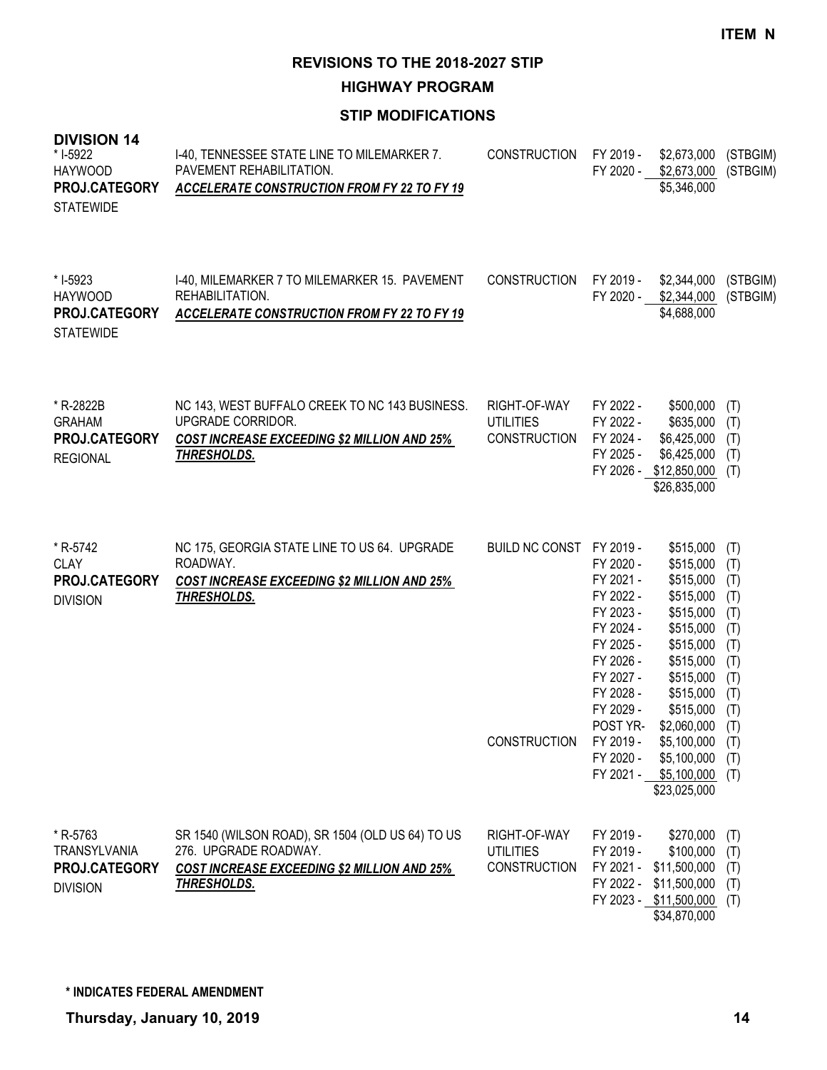ITEM N

# REVISIONS TO THE 2018-2027 STIP

## HIGHWAY PROGRAM

### STIP MODIFICATIONS

**DIVISION 14**

| Project | Description | Work Type | Fiscal Year | Amount | Fund |
|---|---|---|---|---|---|
| * I-5922<br>HAYWOOD<br>**PROJ.CATEGORY**<br>STATEWIDE | I-40, TENNESSEE STATE LINE TO MILEMARKER 7. PAVEMENT REHABILITATION.<br>***ACCELERATE CONSTRUCTION FROM FY 22 TO FY 19*** | CONSTRUCTION | FY 2019 - | $2,673,000 | (STBGIM) |
| | | | FY 2020 - | $2,673,000 | (STBGIM) |
| | | | | $5,346,000 | |
| * I-5923<br>HAYWOOD<br>**PROJ.CATEGORY**<br>STATEWIDE | I-40, MILEMARKER 7 TO MILEMARKER 15. PAVEMENT REHABILITATION.<br>***ACCELERATE CONSTRUCTION FROM FY 22 TO FY 19*** | CONSTRUCTION | FY 2019 - | $2,344,000 | (STBGIM) |
| | | | FY 2020 - | $2,344,000 | (STBGIM) |
| | | | | $4,688,000 | |
| * R-2822B<br>GRAHAM<br>**PROJ.CATEGORY**<br>REGIONAL | NC 143, WEST BUFFALO CREEK TO NC 143 BUSINESS. UPGRADE CORRIDOR.<br>***COST INCREASE EXCEEDING $2 MILLION AND 25% THRESHOLDS.*** | RIGHT-OF-WAY | FY 2022 - | $500,000 | (T) |
| | | UTILITIES | FY 2022 - | $635,000 | (T) |
| | | CONSTRUCTION | FY 2024 - | $6,425,000 | (T) |
| | | | FY 2025 - | $6,425,000 | (T) |
| | | | FY 2026 - | $12,850,000 | (T) |
| | | | | $26,835,000 | |
| * R-5742<br>CLAY<br>**PROJ.CATEGORY**<br>DIVISION | NC 175, GEORGIA STATE LINE TO US 64. UPGRADE ROADWAY.<br>***COST INCREASE EXCEEDING $2 MILLION AND 25% THRESHOLDS.*** | BUILD NC CONST | FY 2019 - | $515,000 | (T) |
| | | | FY 2020 - | $515,000 | (T) |
| | | | FY 2021 - | $515,000 | (T) |
| | | | FY 2022 - | $515,000 | (T) |
| | | | FY 2023 - | $515,000 | (T) |
| | | | FY 2024 - | $515,000 | (T) |
| | | | FY 2025 - | $515,000 | (T) |
| | | | FY 2026 - | $515,000 | (T) |
| | | | FY 2027 - | $515,000 | (T) |
| | | | FY 2028 - | $515,000 | (T) |
| | | | FY 2029 - | $515,000 | (T) |
| | | | POST YR- | $2,060,000 | (T) |
| | | CONSTRUCTION | FY 2019 - | $5,100,000 | (T) |
| | | | FY 2020 - | $5,100,000 | (T) |
| | | | FY 2021 - | $5,100,000 | (T) |
| | | | | $23,025,000 | |
| * R-5763<br>TRANSYLVANIA<br>**PROJ.CATEGORY**<br>DIVISION | SR 1540 (WILSON ROAD), SR 1504 (OLD US 64) TO US 276. UPGRADE ROADWAY.<br>***COST INCREASE EXCEEDING $2 MILLION AND 25% THRESHOLDS.*** | RIGHT-OF-WAY | FY 2019 - | $270,000 | (T) |
| | | UTILITIES | FY 2019 - | $100,000 | (T) |
| | | CONSTRUCTION | FY 2021 - | $11,500,000 | (T) |
| | | | FY 2022 - | $11,500,000 | (T) |
| | | | FY 2023 - | $11,500,000 | (T) |
| | | | | $34,870,000 | |

**\* INDICATES FEDERAL AMENDMENT**

**Thursday, January 10, 2019**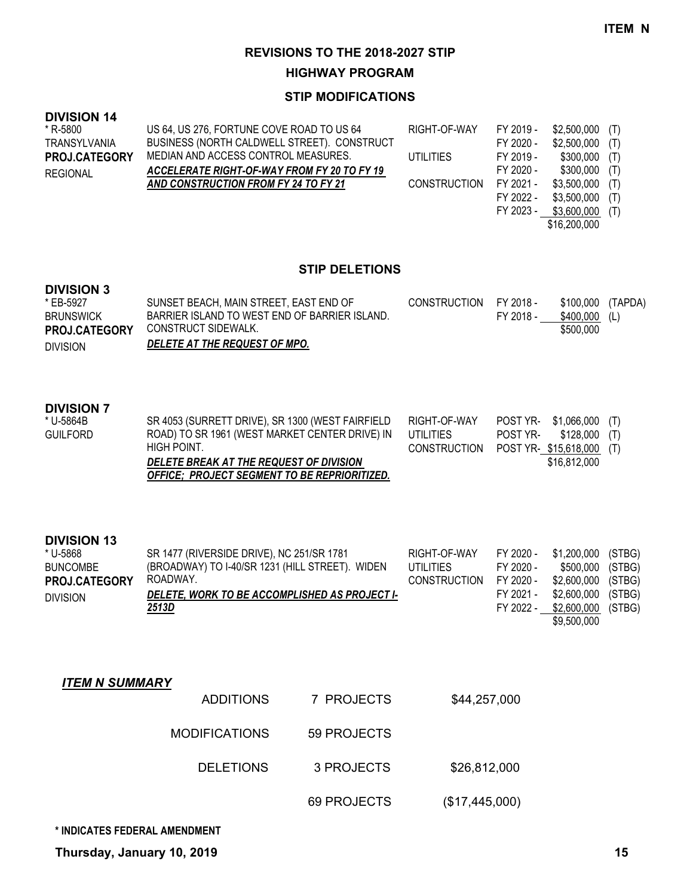**ITEM N**

## REVISIONS TO THE 2018-2027 STIP

### HIGHWAY PROGRAM

### STIP MODIFICATIONS

**DIVISION 14**

| | | | | | |
|---|---|---|---|---|---|
| * R-5800<br>TRANSYLVANIA<br>**PROJ.CATEGORY**<br>REGIONAL | US 64, US 276, FORTUNE COVE ROAD TO US 64 BUSINESS (NORTH CALDWELL STREET). CONSTRUCT MEDIAN AND ACCESS CONTROL MEASURES.<br>***ACCELERATE RIGHT-OF-WAY FROM FY 20 TO FY 19 AND CONSTRUCTION FROM FY 24 TO FY 21*** | RIGHT-OF-WAY | FY 2019 - | $2,500,000 | (T) |
| | | | FY 2020 - | $2,500,000 | (T) |
| | | UTILITIES | FY 2019 - | $300,000 | (T) |
| | | | FY 2020 - | $300,000 | (T) |
| | | CONSTRUCTION | FY 2021 - | $3,500,000 | (T) |
| | | | FY 2022 - | $3,500,000 | (T) |
| | | | FY 2023 - | $3,600,000 | (T) |
| | | | | $16,200,000 | |

### STIP DELETIONS

**DIVISION 3**

| | | | | | |
|---|---|---|---|---|---|
| * EB-5927<br>BRUNSWICK<br>**PROJ.CATEGORY**<br>DIVISION | SUNSET BEACH, MAIN STREET, EAST END OF BARRIER ISLAND TO WEST END OF BARRIER ISLAND. CONSTRUCT SIDEWALK.<br>***DELETE AT THE REQUEST OF MPO.*** | CONSTRUCTION | FY 2018 - | $100,000 | (TAPDA) |
| | | | FY 2018 - | $400,000 | (L) |
| | | | | $500,000 | |

**DIVISION 7**

| | | | | | |
|---|---|---|---|---|---|
| * U-5864B<br>GUILFORD | SR 4053 (SURRETT DRIVE), SR 1300 (WEST FAIRFIELD ROAD) TO SR 1961 (WEST MARKET CENTER DRIVE) IN HIGH POINT.<br>***DELETE BREAK AT THE REQUEST OF DIVISION OFFICE; PROJECT SEGMENT TO BE REPRIORITIZED.*** | RIGHT-OF-WAY | POST YR- | $1,066,000 | (T) |
| | | UTILITIES | POST YR- | $128,000 | (T) |
| | | CONSTRUCTION | POST YR- | $15,618,000 | (T) |
| | | | | $16,812,000 | |

**DIVISION 13**

| | | | | | |
|---|---|---|---|---|---|
| * U-5868<br>BUNCOMBE<br>**PROJ.CATEGORY**<br>DIVISION | SR 1477 (RIVERSIDE DRIVE), NC 251/SR 1781 (BROADWAY) TO I-40/SR 1231 (HILL STREET). WIDEN ROADWAY.<br>***DELETE, WORK TO BE ACCOMPLISHED AS PROJECT I-2513D*** | RIGHT-OF-WAY | FY 2020 - | $1,200,000 | (STBG) |
| | | UTILITIES | FY 2020 - | $500,000 | (STBG) |
| | | CONSTRUCTION | FY 2020 - | $2,600,000 | (STBG) |
| | | | FY 2021 - | $2,600,000 | (STBG) |
| | | | FY 2022 - | $2,600,000 | (STBG) |
| | | | | $9,500,000 | |

***ITEM N SUMMARY***

| | | |
|---|---|---|
| ADDITIONS | 7 PROJECTS | $44,257,000 |
| MODIFICATIONS | 59 PROJECTS | |
| DELETIONS | 3 PROJECTS | $26,812,000 |
| | 69 PROJECTS | ($17,445,000) |

**\* INDICATES FEDERAL AMENDMENT**

**Thursday, January 10, 2019**